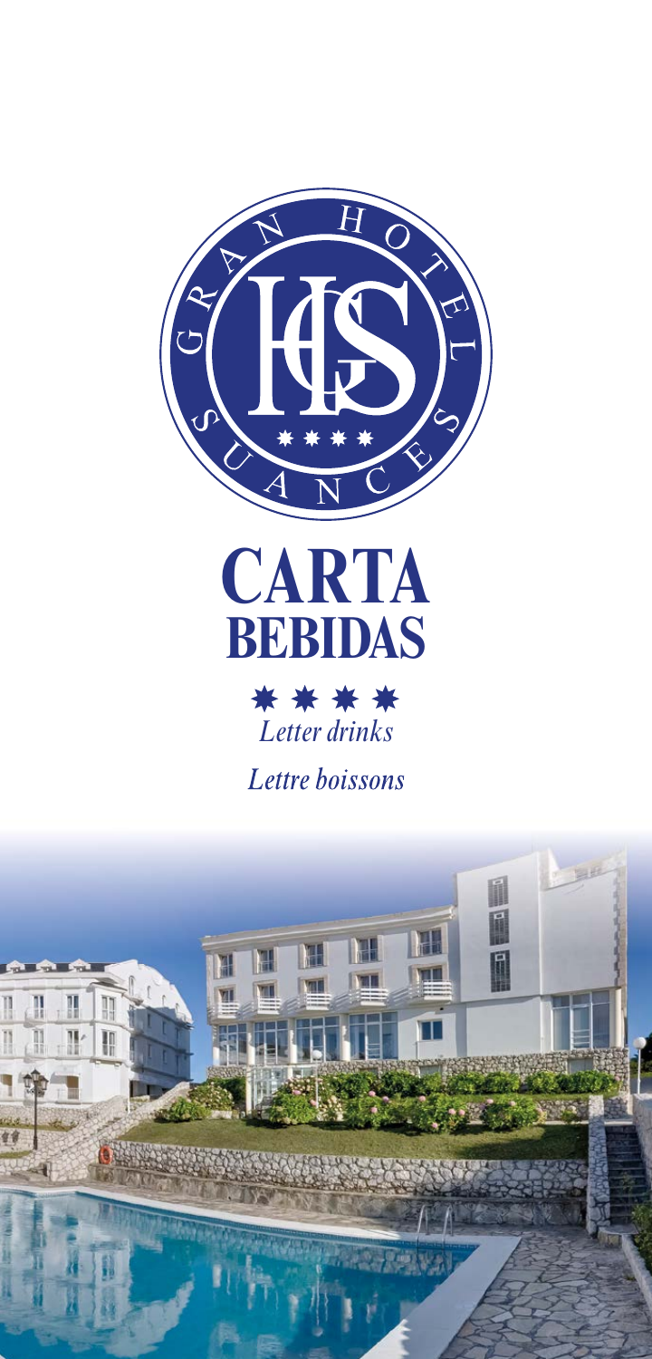GRAN HOTEL SUANCES

# CARTA BEBIDAS

*Letter drinks*

*Lettre boissons*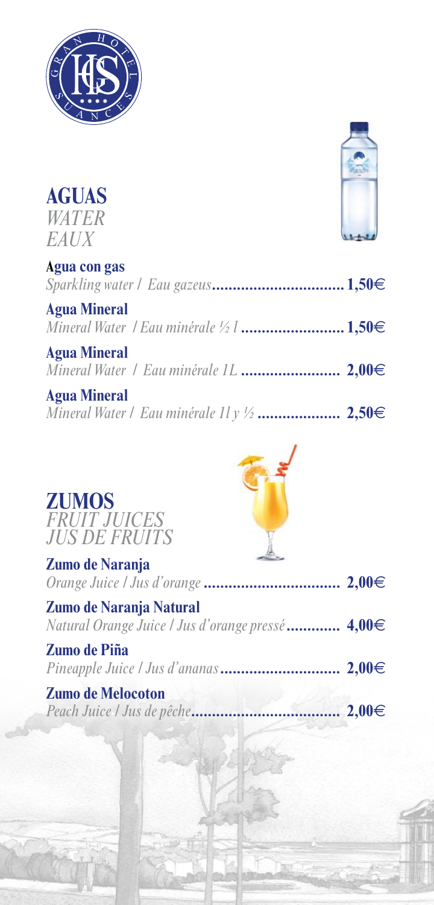## AGUAS
*WATER*
*EAUX*

**Agua con gas**
*Sparkling water / Eau gazeus* ................................ **1,50€**

**Agua Mineral**
*Mineral Water / Eau minérale ½ l* ........................ **1,50€**

**Agua Mineral**
*Mineral Water / Eau minérale 1L* ........................ **2,00€**

**Agua Mineral**
*Mineral Water / Eau minérale 1l y ½* .................... **2,50€**

## ZUMOS
*FRUIT JUICES*
*JUS DE FRUITS*

**Zumo de Naranja**
*Orange Juice / Jus d'orange* ................................ **2,00€**

**Zumo de Naranja Natural**
*Natural Orange Juice / Jus d'orange pressé* ............ **4,00€**

**Zumo de Piña**
*Pineapple Juice / Jus d'ananas* ............................ **2,00€**

**Zumo de Melocoton**
*Peach Juice / Jus de pêche* .................................. **2,00€**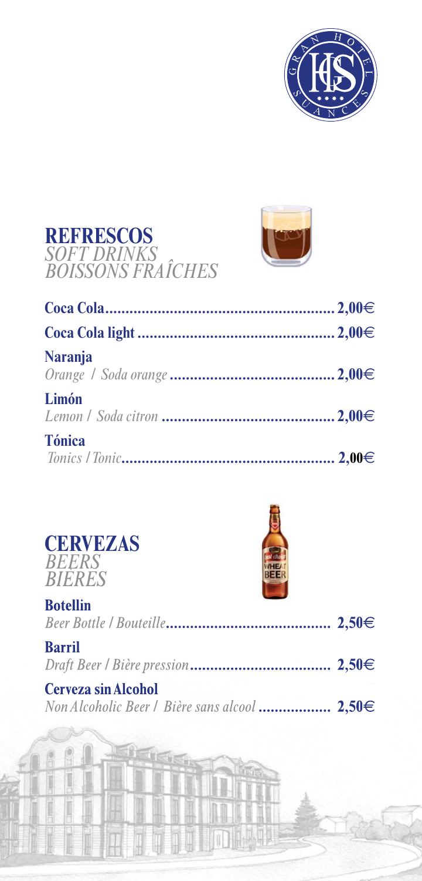## REFRESCOS
*SOFT DRINKS*
*BOISSONS FRAÎCHES*

**Coca Cola**........................................................ **2,00€**

**Coca Cola light** ................................................ **2,00€**

**Naranja**
*Orange / Soda orange* ........................................ **2,00€**

**Limón**
*Lemon / Soda citron* .......................................... **2,00€**

**Tónica**
*Tonics / Tonic*..................................................... **2,00€**

## CERVEZAS
*BEERS*
*BIÈRES*

**Botellin**
*Beer Bottle / Bouteille*........................................ **2,50€**

**Barril**
*Draft Beer / Bière pression*.................................. **2,50€**

**Cerveza sin Alcohol**
*Non Alcoholic Beer / Bière sans alcool* .................. **2,50€**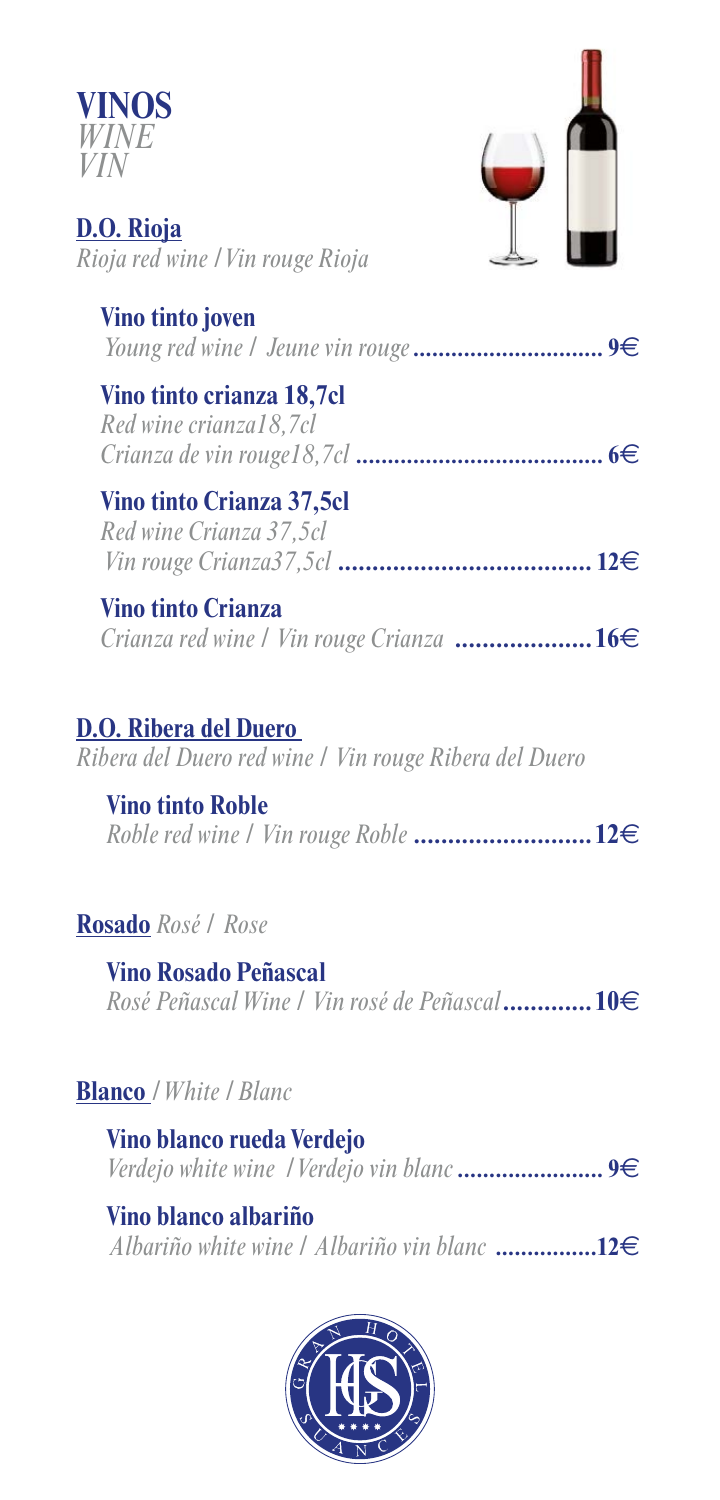# VINOS
*WINE*
*VIN*

## D.O. Rioja
*Rioja red wine / Vin rouge Rioja*

**Vino tinto joven**
*Young red wine / Jeune vin rouge* ............................. **9€**

**Vino tinto crianza 18,7cl**
*Red wine crianza18,7cl*
*Crianza de vin rouge18,7cl* ...................................... **6€**

**Vino tinto Crianza 37,5cl**
*Red wine Crianza 37,5cl*
*Vin rouge Crianza37,5cl* ..................................... **12€**

**Vino tinto Crianza**
*Crianza red wine / Vin rouge Crianza* .................... **16€**

## D.O. Ribera del Duero
*Ribera del Duero red wine / Vin rouge Ribera del Duero*

**Vino tinto Roble**
*Roble red wine / Vin rouge Roble* .......................... **12€**

## Rosado *Rosé / Rose*

**Vino Rosado Peñascal**
*Rosé Peñascal Wine / Vin rosé de Peñascal* ............. **10€**

## Blanco */ White / Blanc*

**Vino blanco rueda Verdejo**
*Verdejo white wine / Verdejo vin blanc* ....................... **9€**

**Vino blanco albariño**
*Albariño white wine / Albariño vin blanc* ................**12€**

GRAN HOTEL SUANCES